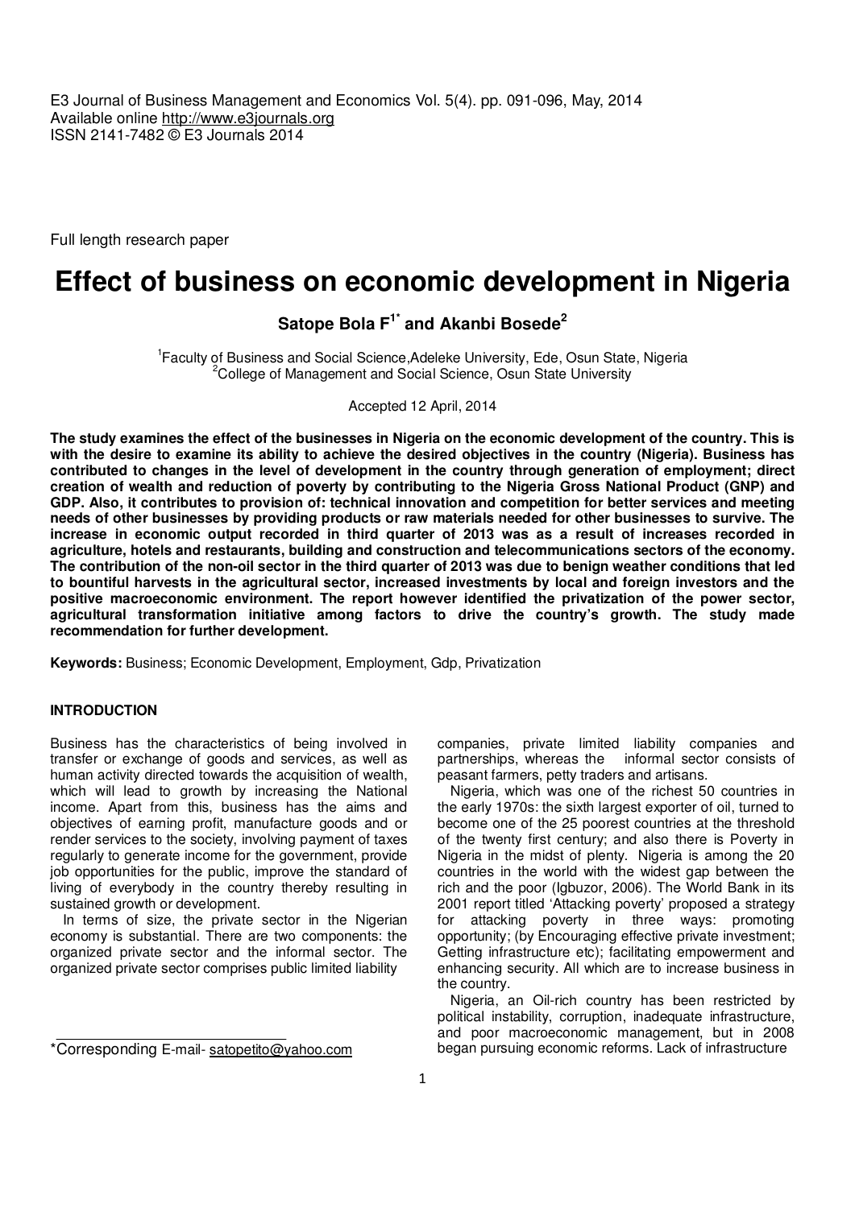E3 Journal of Business Management and Economics Vol. 5(4). pp. 091-096, May, 2014
Available online http://www.e3journals.org
ISSN 2141-7482 © E3 Journals 2014

Full length research paper

# Effect of business on economic development in Nigeria

**Satope Bola F[1*] and Akanbi Bosede[2]**

[1]Faculty of Business and Social Science,Adeleke University, Ede, Osun State, Nigeria
[2]College of Management and Social Science, Osun State University

Accepted 12 April, 2014

**The study examines the effect of the businesses in Nigeria on the economic development of the country. This is with the desire to examine its ability to achieve the desired objectives in the country (Nigeria). Business has contributed to changes in the level of development in the country through generation of employment; direct creation of wealth and reduction of poverty by contributing to the Nigeria Gross National Product (GNP) and GDP. Also, it contributes to provision of: technical innovation and competition for better services and meeting needs of other businesses by providing products or raw materials needed for other businesses to survive. The increase in economic output recorded in third quarter of 2013 was as a result of increases recorded in agriculture, hotels and restaurants, building and construction and telecommunications sectors of the economy. The contribution of the non-oil sector in the third quarter of 2013 was due to benign weather conditions that led to bountiful harvests in the agricultural sector, increased investments by local and foreign investors and the positive macroeconomic environment. The report however identified the privatization of the power sector, agricultural transformation initiative among factors to drive the country's growth. The study made recommendation for further development.**

**Keywords:** Business; Economic Development, Employment, Gdp, Privatization

## INTRODUCTION

Business has the characteristics of being involved in transfer or exchange of goods and services, as well as human activity directed towards the acquisition of wealth, which will lead to growth by increasing the National income. Apart from this, business has the aims and objectives of earning profit, manufacture goods and or render services to the society, involving payment of taxes regularly to generate income for the government, provide job opportunities for the public, improve the standard of living of everybody in the country thereby resulting in sustained growth or development.

In terms of size, the private sector in the Nigerian economy is substantial. There are two components: the organized private sector and the informal sector. The organized private sector comprises public limited liability companies, private limited liability companies and partnerships, whereas the informal sector consists of peasant farmers, petty traders and artisans.

Nigeria, which was one of the richest 50 countries in the early 1970s: the sixth largest exporter of oil, turned to become one of the 25 poorest countries at the threshold of the twenty first century; and also there is Poverty in Nigeria in the midst of plenty. Nigeria is among the 20 countries in the world with the widest gap between the rich and the poor (Igbuzor, 2006). The World Bank in its 2001 report titled 'Attacking poverty' proposed a strategy for attacking poverty in three ways: promoting opportunity; (by Encouraging effective private investment; Getting infrastructure etc); facilitating empowerment and enhancing security. All which are to increase business in the country.

Nigeria, an Oil-rich country has been restricted by political instability, corruption, inadequate infrastructure, and poor macroeconomic management, but in 2008 began pursuing economic reforms. Lack of infrastructure

*Corresponding E-mail- satopetito@yahoo.com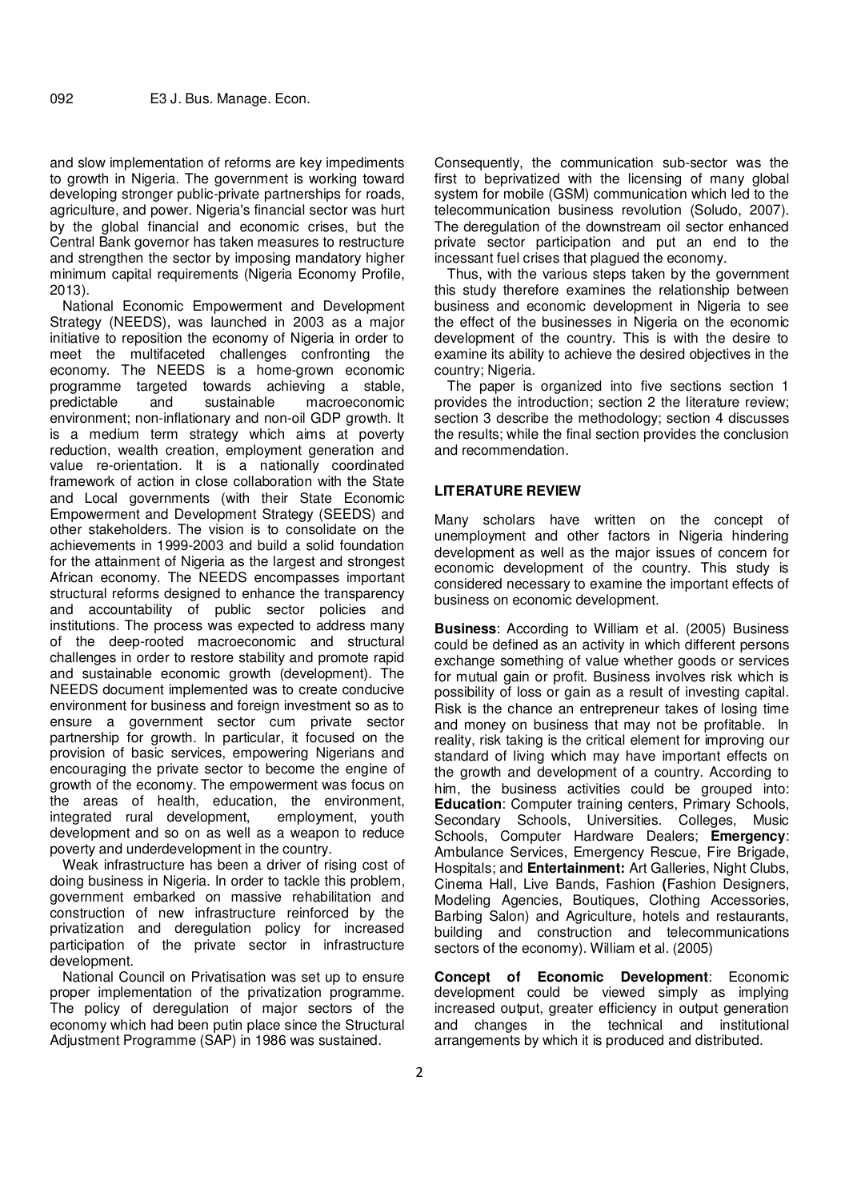and slow implementation of reforms are key impediments to growth in Nigeria. The government is working toward developing stronger public-private partnerships for roads, agriculture, and power. Nigeria's financial sector was hurt by the global financial and economic crises, but the Central Bank governor has taken measures to restructure and strengthen the sector by imposing mandatory higher minimum capital requirements (Nigeria Economy Profile, 2013).

National Economic Empowerment and Development Strategy (NEEDS), was launched in 2003 as a major initiative to reposition the economy of Nigeria in order to meet the multifaceted challenges confronting the economy. The NEEDS is a home-grown economic programme targeted towards achieving a stable, predictable and sustainable macroeconomic environment; non-inflationary and non-oil GDP growth. It is a medium term strategy which aims at poverty reduction, wealth creation, employment generation and value re-orientation. It is a nationally coordinated framework of action in close collaboration with the State and Local governments (with their State Economic Empowerment and Development Strategy (SEEDS) and other stakeholders. The vision is to consolidate on the achievements in 1999-2003 and build a solid foundation for the attainment of Nigeria as the largest and strongest African economy. The NEEDS encompasses important structural reforms designed to enhance the transparency and accountability of public sector policies and institutions. The process was expected to address many of the deep-rooted macroeconomic and structural challenges in order to restore stability and promote rapid and sustainable economic growth (development). The NEEDS document implemented was to create conducive environment for business and foreign investment so as to ensure a government sector cum private sector partnership for growth. In particular, it focused on the provision of basic services, empowering Nigerians and encouraging the private sector to become the engine of growth of the economy. The empowerment was focus on the areas of health, education, the environment, integrated rural development, employment, youth development and so on as well as a weapon to reduce poverty and underdevelopment in the country.

Weak infrastructure has been a driver of rising cost of doing business in Nigeria. In order to tackle this problem, government embarked on massive rehabilitation and construction of new infrastructure reinforced by the privatization and deregulation policy for increased participation of the private sector in infrastructure development.

National Council on Privatisation was set up to ensure proper implementation of the privatization programme. The policy of deregulation of major sectors of the economy which had been putin place since the Structural Adjustment Programme (SAP) in 1986 was sustained.

Consequently, the communication sub-sector was the first to beprivatized with the licensing of many global system for mobile (GSM) communication which led to the telecommunication business revolution (Soludo, 2007). The deregulation of the downstream oil sector enhanced private sector participation and put an end to the incessant fuel crises that plagued the economy.

Thus, with the various steps taken by the government this study therefore examines the relationship between business and economic development in Nigeria to see the effect of the businesses in Nigeria on the economic development of the country. This is with the desire to examine its ability to achieve the desired objectives in the country; Nigeria.

The paper is organized into five sections section 1 provides the introduction; section 2 the literature review; section 3 describe the methodology; section 4 discusses the results; while the final section provides the conclusion and recommendation.

## LITERATURE REVIEW

Many scholars have written on the concept of unemployment and other factors in Nigeria hindering development as well as the major issues of concern for economic development of the country. This study is considered necessary to examine the important effects of business on economic development.

**Business**: According to William et al. (2005) Business could be defined as an activity in which different persons exchange something of value whether goods or services for mutual gain or profit. Business involves risk which is possibility of loss or gain as a result of investing capital. Risk is the chance an entrepreneur takes of losing time and money on business that may not be profitable. In reality, risk taking is the critical element for improving our standard of living which may have important effects on the growth and development of a country. According to him, the business activities could be grouped into: **Education**: Computer training centers, Primary Schools, Secondary Schools, Universities. Colleges, Music Schools, Computer Hardware Dealers; **Emergency**: Ambulance Services, Emergency Rescue, Fire Brigade, Hospitals; and **Entertainment:** Art Galleries, Night Clubs, Cinema Hall, Live Bands, Fashion **(**Fashion Designers, Modeling Agencies, Boutiques, Clothing Accessories, Barbing Salon) and Agriculture, hotels and restaurants, building and construction and telecommunications sectors of the economy). William et al. (2005)

**Concept of Economic Development**: Economic development could be viewed simply as implying increased output, greater efficiency in output generation and changes in the technical and institutional arrangements by which it is produced and distributed.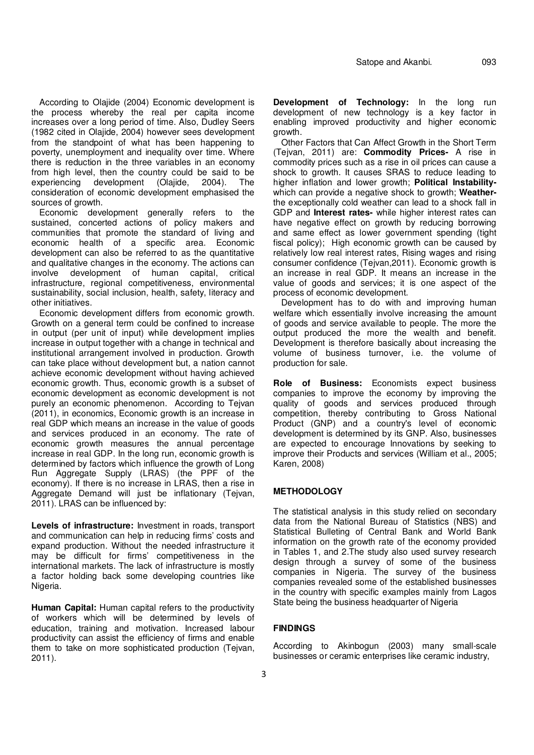According to Olajide (2004) Economic development is the process whereby the real per capita income increases over a long period of time. Also, Dudley Seers (1982 cited in Olajide, 2004) however sees development from the standpoint of what has been happening to poverty, unemployment and inequality over time. Where there is reduction in the three variables in an economy from high level, then the country could be said to be experiencing development (Olajide, 2004). The consideration of economic development emphasised the sources of growth.

Economic development generally refers to the sustained, concerted actions of policy makers and communities that promote the standard of living and economic health of a specific area. Economic development can also be referred to as the quantitative and qualitative changes in the economy. The actions can involve development of human capital, critical infrastructure, regional competitiveness, environmental sustainability, social inclusion, health, safety, literacy and other initiatives.

Economic development differs from economic growth. Growth on a general term could be confined to increase in output (per unit of input) while development implies increase in output together with a change in technical and institutional arrangement involved in production. Growth can take place without development but, a nation cannot achieve economic development without having achieved economic growth. Thus, economic growth is a subset of economic development as economic development is not purely an economic phenomenon. According to Tejvan (2011), in economics, Economic growth is an increase in real GDP which means an increase in the value of goods and services produced in an economy. The rate of economic growth measures the annual percentage increase in real GDP. In the long run, economic growth is determined by factors which influence the growth of Long Run Aggregate Supply (LRAS) (the PPF of the economy). If there is no increase in LRAS, then a rise in Aggregate Demand will just be inflationary (Tejvan, 2011). LRAS can be influenced by:

**Levels of infrastructure:** Investment in roads, transport and communication can help in reducing firms' costs and expand production. Without the needed infrastructure it may be difficult for firms' competitiveness in the international markets. The lack of infrastructure is mostly a factor holding back some developing countries like Nigeria.

**Human Capital:** Human capital refers to the productivity of workers which will be determined by levels of education, training and motivation. Increased labour productivity can assist the efficiency of firms and enable them to take on more sophisticated production (Tejvan, 2011).

**Development of Technology:** In the long run development of new technology is a key factor in enabling improved productivity and higher economic growth.

Other Factors that Can Affect Growth in the Short Term (Tejvan, 2011) are: **Commodity Prices-** A rise in commodity prices such as a rise in oil prices can cause a shock to growth. It causes SRAS to reduce leading to higher inflation and lower growth; **Political Instability-** which can provide a negative shock to growth; **Weather-** the exceptionally cold weather can lead to a shock fall in GDP and **Interest rates-** while higher interest rates can have negative effect on growth by reducing borrowing and same effect as lower government spending (tight fiscal policy); High economic growth can be caused by relatively low real interest rates, Rising wages and rising consumer confidence (Tejvan,2011). Economic growth is an increase in real GDP. It means an increase in the value of goods and services; it is one aspect of the process of economic development.

Development has to do with and improving human welfare which essentially involve increasing the amount of goods and service available to people. The more the output produced the more the wealth and benefit. Development is therefore basically about increasing the volume of business turnover, i.e. the volume of production for sale.

**Role of Business:** Economists expect business companies to improve the economy by improving the quality of goods and services produced through competition, thereby contributing to Gross National Product (GNP) and a country's level of economic development is determined by its GNP. Also, businesses are expected to encourage Innovations by seeking to improve their Products and services (William et al., 2005; Karen, 2008)

## METHODOLOGY

The statistical analysis in this study relied on secondary data from the National Bureau of Statistics (NBS) and Statistical Bulleting of Central Bank and World Bank information on the growth rate of the economy provided in Tables 1, and 2.The study also used survey research design through a survey of some of the business companies in Nigeria. The survey of the business companies revealed some of the established businesses in the country with specific examples mainly from Lagos State being the business headquarter of Nigeria

## FINDINGS

According to Akinbogun (2003) many small-scale businesses or ceramic enterprises like ceramic industry,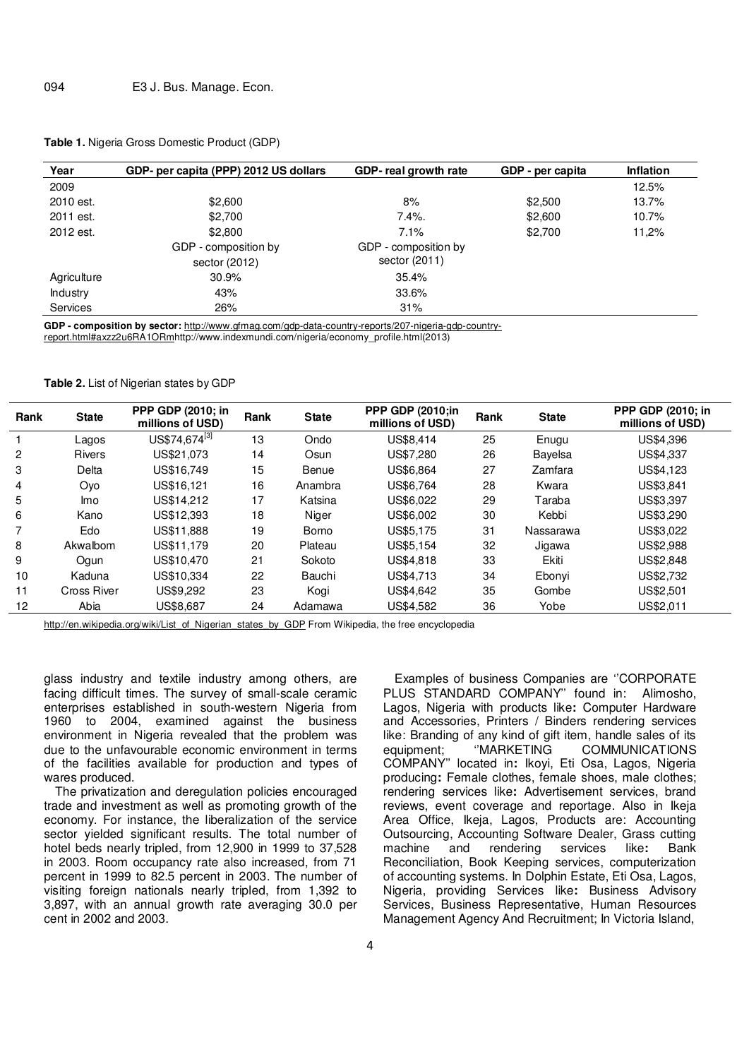**Table 1.** Nigeria Gross Domestic Product (GDP)

| Year | GDP- per capita (PPP) 2012 US dollars | GDP- real growth rate | GDP - per capita | Inflation |
|---|---|---|---|---|
| 2009 | | | | 12.5% |
| 2010 est. | $2,600 | 8% | $2,500 | 13.7% |
| 2011 est. | $2,700 | 7.4%. | $2,600 | 10.7% |
| 2012 est. | $2,800 | 7.1% | $2,700 | 11,2% |
| | GDP - composition by sector (2012) | GDP - composition by sector (2011) | | |
| Agriculture | 30.9% | 35.4% | | |
| Industry | 43% | 33.6% | | |
| Services | 26% | 31% | | |

**GDP - composition by sector:** http://www.gfmag.com/gdp-data-country-reports/207-nigeria-gdp-country-report.html#axzz2u6RA1ORmhttp://www.indexmundi.com/nigeria/economy_profile.html(2013)

**Table 2.** List of Nigerian states by GDP

| Rank | State | PPP GDP (2010; in millions of USD) | Rank | State | PPP GDP (2010;in millions of USD) | Rank | State | PPP GDP (2010; in millions of USD) |
|---|---|---|---|---|---|---|---|---|
| 1 | Lagos | US$74,674[3] | 13 | Ondo | US$8,414 | 25 | Enugu | US$4,396 |
| 2 | Rivers | US$21,073 | 14 | Osun | US$7,280 | 26 | Bayelsa | US$4,337 |
| 3 | Delta | US$16,749 | 15 | Benue | US$6,864 | 27 | Zamfara | US$4,123 |
| 4 | Oyo | US$16,121 | 16 | Anambra | US$6,764 | 28 | Kwara | US$3,841 |
| 5 | Imo | US$14,212 | 17 | Katsina | US$6,022 | 29 | Taraba | US$3,397 |
| 6 | Kano | US$12,393 | 18 | Niger | US$6,002 | 30 | Kebbi | US$3,290 |
| 7 | Edo | US$11,888 | 19 | Borno | US$5,175 | 31 | Nassarawa | US$3,022 |
| 8 | AkwaIbom | US$11,179 | 20 | Plateau | US$5,154 | 32 | Jigawa | US$2,988 |
| 9 | Ogun | US$10,470 | 21 | Sokoto | US$4,818 | 33 | Ekiti | US$2,848 |
| 10 | Kaduna | US$10,334 | 22 | Bauchi | US$4,713 | 34 | Ebonyi | US$2,732 |
| 11 | Cross River | US$9,292 | 23 | Kogi | US$4,642 | 35 | Gombe | US$2,501 |
| 12 | Abia | US$8,687 | 24 | Adamawa | US$4,582 | 36 | Yobe | US$2,011 |

http://en.wikipedia.org/wiki/List_of_Nigerian_states_by_GDP From Wikipedia, the free encyclopedia

glass industry and textile industry among others, are facing difficult times. The survey of small-scale ceramic enterprises established in south-western Nigeria from 1960 to 2004, examined against the business environment in Nigeria revealed that the problem was due to the unfavourable economic environment in terms of the facilities available for production and types of wares produced.

The privatization and deregulation policies encouraged trade and investment as well as promoting growth of the economy. For instance, the liberalization of the service sector yielded significant results. The total number of hotel beds nearly tripled, from 12,900 in 1999 to 37,528 in 2003. Room occupancy rate also increased, from 71 percent in 1999 to 82.5 percent in 2003. The number of visiting foreign nationals nearly tripled, from 1,392 to 3,897, with an annual growth rate averaging 30.0 per cent in 2002 and 2003.

Examples of business Companies are ''CORPORATE PLUS STANDARD COMPANY'' found in: Alimosho, Lagos, Nigeria with products like**:** Computer Hardware and Accessories, Printers / Binders rendering services like: Branding of any kind of gift item, handle sales of its equipment; ''MARKETING COMMUNICATIONS COMPANY'' located in**:** Ikoyi, Eti Osa, Lagos, Nigeria producing**:** Female clothes, female shoes, male clothes; rendering services like**:** Advertisement services, brand reviews, event coverage and reportage. Also in Ikeja Area Office, Ikeja, Lagos, Products are: Accounting Outsourcing, Accounting Software Dealer, Grass cutting machine and rendering services like**:** Bank Reconciliation, Book Keeping services, computerization of accounting systems. In Dolphin Estate, Eti Osa, Lagos, Nigeria, providing Services like**:** Business Advisory Services, Business Representative, Human Resources Management Agency And Recruitment; In Victoria Island,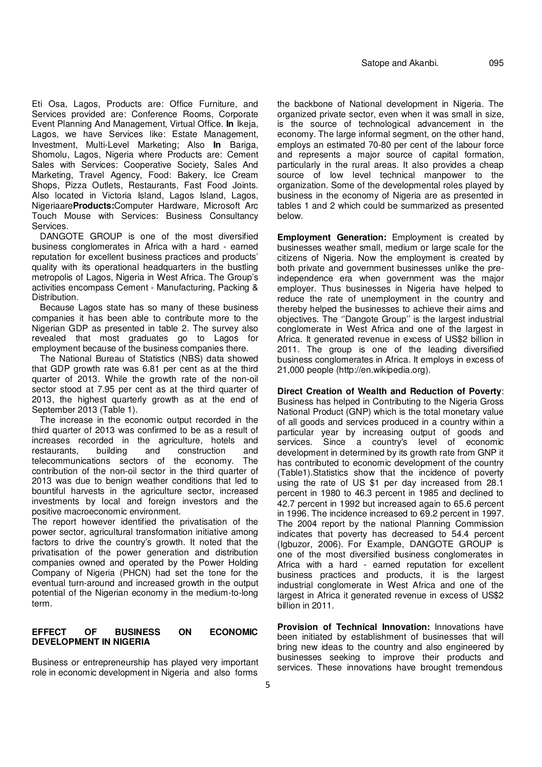Eti Osa, Lagos, Products are: Office Furniture, and Services provided are: Conference Rooms, Corporate Event Planning And Management, Virtual Office. **In** Ikeja, Lagos, we have Services like: Estate Management, Investment, Multi-Level Marketing; Also **In** Bariga, Shomolu, Lagos, Nigeria where Products are: Cement Sales with Services: Cooperative Society, Sales And Marketing, Travel Agency, Food: Bakery, Ice Cream Shops, Pizza Outlets, Restaurants, Fast Food Joints. Also located in Victoria Island, Lagos Island, Lagos, Nigeriaare**Products:**Computer Hardware, Microsoft Arc Touch Mouse with Services: Business Consultancy Services.

DANGOTE GROUP is one of the most diversified business conglomerates in Africa with a hard - earned reputation for excellent business practices and products' quality with its operational headquarters in the bustling metropolis of Lagos, Nigeria in West Africa. The Group's activities encompass Cement - Manufacturing, Packing & Distribution.

Because Lagos state has so many of these business companies it has been able to contribute more to the Nigerian GDP as presented in table 2. The survey also revealed that most graduates go to Lagos for employment because of the business companies there.

The National Bureau of Statistics (NBS) data showed that GDP growth rate was 6.81 per cent as at the third quarter of 2013. While the growth rate of the non-oil sector stood at 7.95 per cent as at the third quarter of 2013, the highest quarterly growth as at the end of September 2013 (Table 1).

The increase in the economic output recorded in the third quarter of 2013 was confirmed to be as a result of increases recorded in the agriculture, hotels and restaurants, building and construction and telecommunications sectors of the economy. The contribution of the non-oil sector in the third quarter of 2013 was due to benign weather conditions that led to bountiful harvests in the agriculture sector, increased investments by local and foreign investors and the positive macroeconomic environment.

The report however identified the privatisation of the power sector, agricultural transformation initiative among factors to drive the country's growth. It noted that the privatisation of the power generation and distribution companies owned and operated by the Power Holding Company of Nigeria (PHCN) had set the tone for the eventual turn-around and increased growth in the output potential of the Nigerian economy in the medium-to-long term.

## EFFECT OF BUSINESS ON ECONOMIC DEVELOPMENT IN NIGERIA

Business or entrepreneurship has played very important role in economic development in Nigeria and also forms the backbone of National development in Nigeria. The organized private sector, even when it was small in size, is the source of technological advancement in the economy. The large informal segment, on the other hand, employs an estimated 70-80 per cent of the labour force and represents a major source of capital formation, particularly in the rural areas. It also provides a cheap source of low level technical manpower to the organization. Some of the developmental roles played by business in the economy of Nigeria are as presented in tables 1 and 2 which could be summarized as presented below.

**Employment Generation:** Employment is created by businesses weather small, medium or large scale for the citizens of Nigeria. Now the employment is created by both private and government businesses unlike the pre-independence era when government was the major employer. Thus businesses in Nigeria have helped to reduce the rate of unemployment in the country and thereby helped the businesses to achieve their aims and objectives. The ''Dangote Group'' is the largest industrial conglomerate in West Africa and one of the largest in Africa. It generated revenue in excess of US$2 billion in 2011. The group is one of the leading diversified business conglomerates in Africa. It employs in excess of 21,000 people (http://en.wikipedia.org).

**Direct Creation of Wealth and Reduction of Poverty**: Business has helped in Contributing to the Nigeria Gross National Product (GNP) which is the total monetary value of all goods and services produced in a country within a particular year by increasing output of goods and services. Since a country's level of economic development in determined by its growth rate from GNP it has contributed to economic development of the country (Table1).Statistics show that the incidence of poverty using the rate of US $1 per day increased from 28.1 percent in 1980 to 46.3 percent in 1985 and declined to 42.7 percent in 1992 but increased again to 65.6 percent in 1996. The incidence increased to 69.2 percent in 1997. The 2004 report by the national Planning Commission indicates that poverty has decreased to 54.4 percent (Igbuzor, 2006). For Example, DANGOTE GROUP is one of the most diversified business conglomerates in Africa with a hard - earned reputation for excellent business practices and products, it is the largest industrial conglomerate in West Africa and one of the largest in Africa it generated revenue in excess of US$2 billion in 2011.

**Provision of Technical Innovation:** Innovations have been initiated by establishment of businesses that will bring new ideas to the country and also engineered by businesses seeking to improve their products and services. These innovations have brought tremendous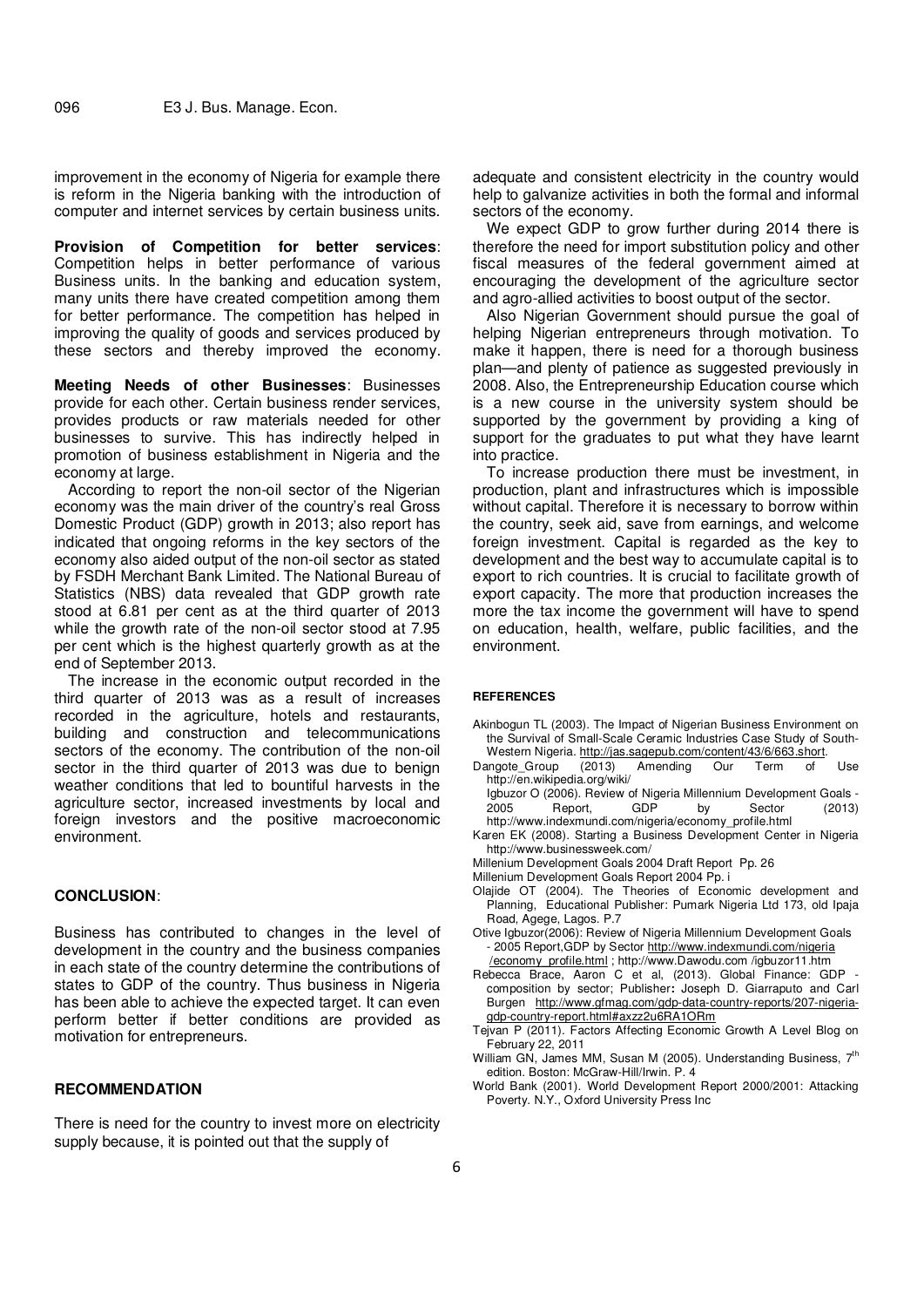improvement in the economy of Nigeria for example there is reform in the Nigeria banking with the introduction of computer and internet services by certain business units.

**Provision of Competition for better services**: Competition helps in better performance of various Business units. In the banking and education system, many units there have created competition among them for better performance. The competition has helped in improving the quality of goods and services produced by these sectors and thereby improved the economy.

**Meeting Needs of other Businesses**: Businesses provide for each other. Certain business render services, provides products or raw materials needed for other businesses to survive. This has indirectly helped in promotion of business establishment in Nigeria and the economy at large.

According to report the non-oil sector of the Nigerian economy was the main driver of the country's real Gross Domestic Product (GDP) growth in 2013; also report has indicated that ongoing reforms in the key sectors of the economy also aided output of the non-oil sector as stated by FSDH Merchant Bank Limited. The National Bureau of Statistics (NBS) data revealed that GDP growth rate stood at 6.81 per cent as at the third quarter of 2013 while the growth rate of the non-oil sector stood at 7.95 per cent which is the highest quarterly growth as at the end of September 2013.

The increase in the economic output recorded in the third quarter of 2013 was as a result of increases recorded in the agriculture, hotels and restaurants, building and construction and telecommunications sectors of the economy. The contribution of the non-oil sector in the third quarter of 2013 was due to benign weather conditions that led to bountiful harvests in the agriculture sector, increased investments by local and foreign investors and the positive macroeconomic environment.

## CONCLUSION:

Business has contributed to changes in the level of development in the country and the business companies in each state of the country determine the contributions of states to GDP of the country. Thus business in Nigeria has been able to achieve the expected target. It can even perform better if better conditions are provided as motivation for entrepreneurs.

## RECOMMENDATION

There is need for the country to invest more on electricity supply because, it is pointed out that the supply of adequate and consistent electricity in the country would help to galvanize activities in both the formal and informal sectors of the economy.

We expect GDP to grow further during 2014 there is therefore the need for import substitution policy and other fiscal measures of the federal government aimed at encouraging the development of the agriculture sector and agro-allied activities to boost output of the sector.

Also Nigerian Government should pursue the goal of helping Nigerian entrepreneurs through motivation. To make it happen, there is need for a thorough business plan—and plenty of patience as suggested previously in 2008. Also, the Entrepreneurship Education course which is a new course in the university system should be supported by the government by providing a king of support for the graduates to put what they have learnt into practice.

To increase production there must be investment, in production, plant and infrastructures which is impossible without capital. Therefore it is necessary to borrow within the country, seek aid, save from earnings, and welcome foreign investment. Capital is regarded as the key to development and the best way to accumulate capital is to export to rich countries. It is crucial to facilitate growth of export capacity. The more that production increases the more the tax income the government will have to spend on education, health, welfare, public facilities, and the environment.

## REFERENCES

Akinbogun TL (2003). The Impact of Nigerian Business Environment on the Survival of Small-Scale Ceramic Industries Case Study of South-Western Nigeria. http://jas.sagepub.com/content/43/6/663.short.

Dangote_Group (2013) Amending Our Term of Use http://en.wikipedia.org/wiki/

Igbuzor O (2006). Review of Nigeria Millennium Development Goals - 2005 Report, GDP by Sector (2013) http://www.indexmundi.com/nigeria/economy_profile.html

Karen EK (2008). Starting a Business Development Center in Nigeria http://www.businessweek.com/

Millenium Development Goals 2004 Draft Report Pp. 26

Millenium Development Goals Report 2004 Pp. i

Olajide OT (2004). The Theories of Economic development and Planning, Educational Publisher: Pumark Nigeria Ltd 173, old Ipaja Road, Agege, Lagos. P.7

Otive Igbuzor(2006): Review of Nigeria Millennium Development Goals - 2005 Report,GDP by Sector http://www.indexmundi.com/nigeria /economy_profile.html ; http://www.Dawodu.com /igbuzor11.htm

Rebecca Brace, Aaron C et al, (2013). Global Finance: GDP - composition by sector; Publisher: Joseph D. Giarraputo and Carl Burgen http://www.gfmag.com/gdp-data-country-reports/207-nigeria-gdp-country-report.html#axzz2u6RA1ORm

Tejvan P (2011). Factors Affecting Economic Growth A Level Blog on February 22, 2011

William GN, James MM, Susan M (2005). Understanding Business, 7th edition. Boston: McGraw-Hill/Irwin. P. 4

World Bank (2001). World Development Report 2000/2001: Attacking Poverty. N.Y., Oxford University Press Inc